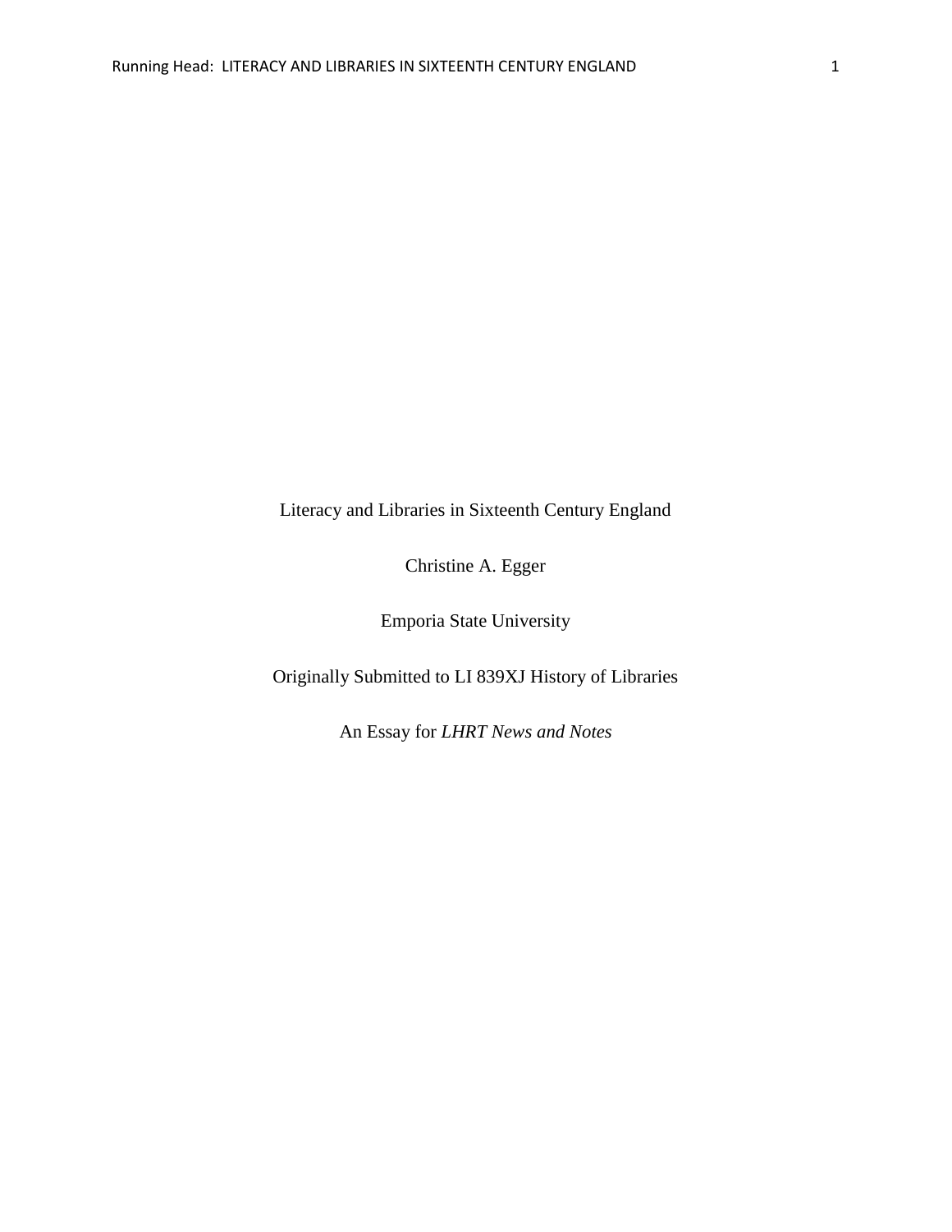# Literacy and Libraries in Sixteenth Century England

Christine A. Egger

Emporia State University

Originally Submitted to LI 839XJ History of Libraries

An Essay for *LHRT News and Notes*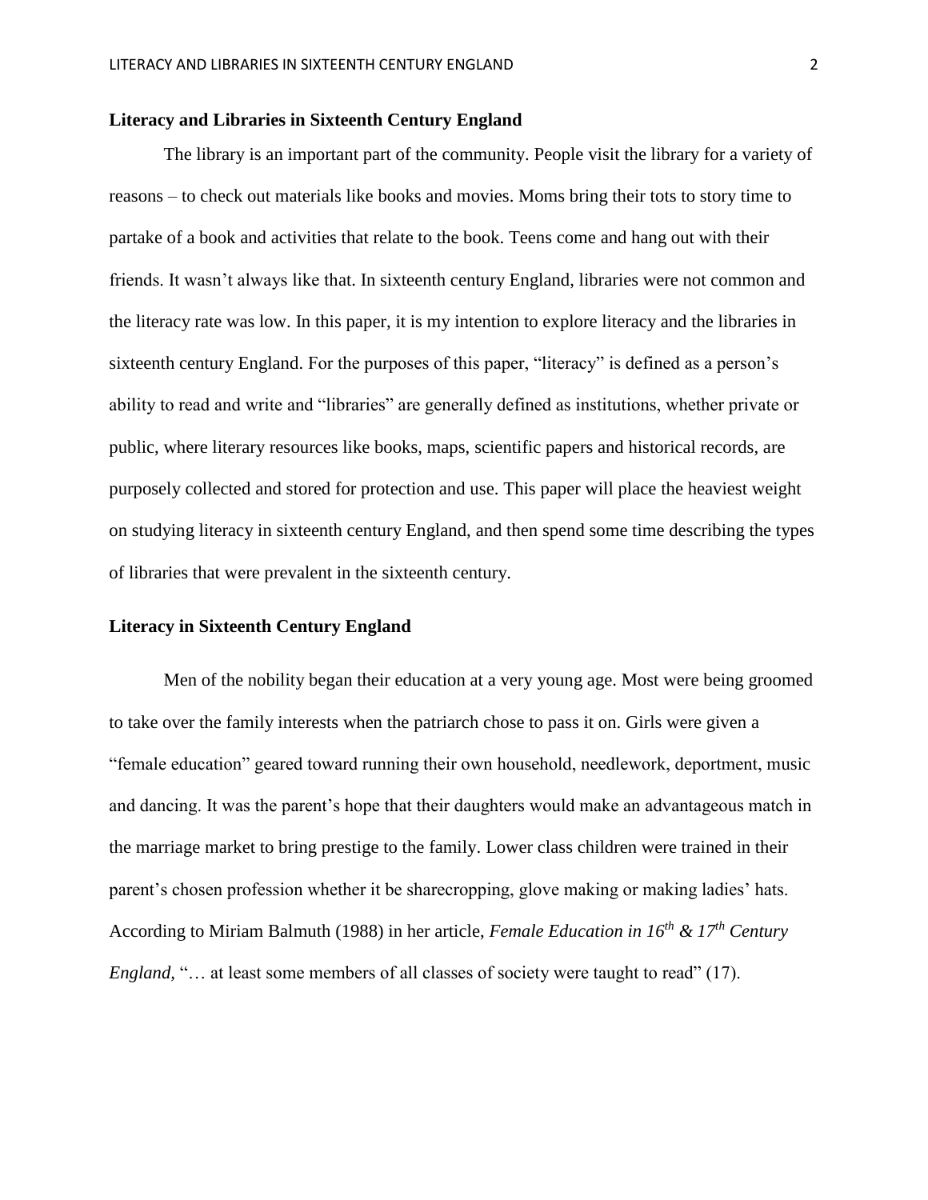## Literacy and Libraries in Sixteenth Century England

The library is an important part of the community. People visit the library for a variety of reasons – to check out materials like books and movies. Moms bring their tots to story time to partake of a book and activities that relate to the book. Teens come and hang out with their friends. It wasn't always like that. In sixteenth century England, libraries were not common and the literacy rate was low. In this paper, it is my intention to explore literacy and the libraries in sixteenth century England. For the purposes of this paper, "literacy" is defined as a person's ability to read and write and "libraries" are generally defined as institutions, whether private or public, where literary resources like books, maps, scientific papers and historical records, are purposely collected and stored for protection and use. This paper will place the heaviest weight on studying literacy in sixteenth century England, and then spend some time describing the types of libraries that were prevalent in the sixteenth century.

## Literacy in Sixteenth Century England

Men of the nobility began their education at a very young age. Most were being groomed to take over the family interests when the patriarch chose to pass it on. Girls were given a "female education" geared toward running their own household, needlework, deportment, music and dancing. It was the parent's hope that their daughters would make an advantageous match in the marriage market to bring prestige to the family. Lower class children were trained in their parent's chosen profession whether it be sharecropping, glove making or making ladies' hats. According to Miriam Balmuth (1988) in her article, *Female Education in 16th & 17th Century England,* "… at least some members of all classes of society were taught to read" (17).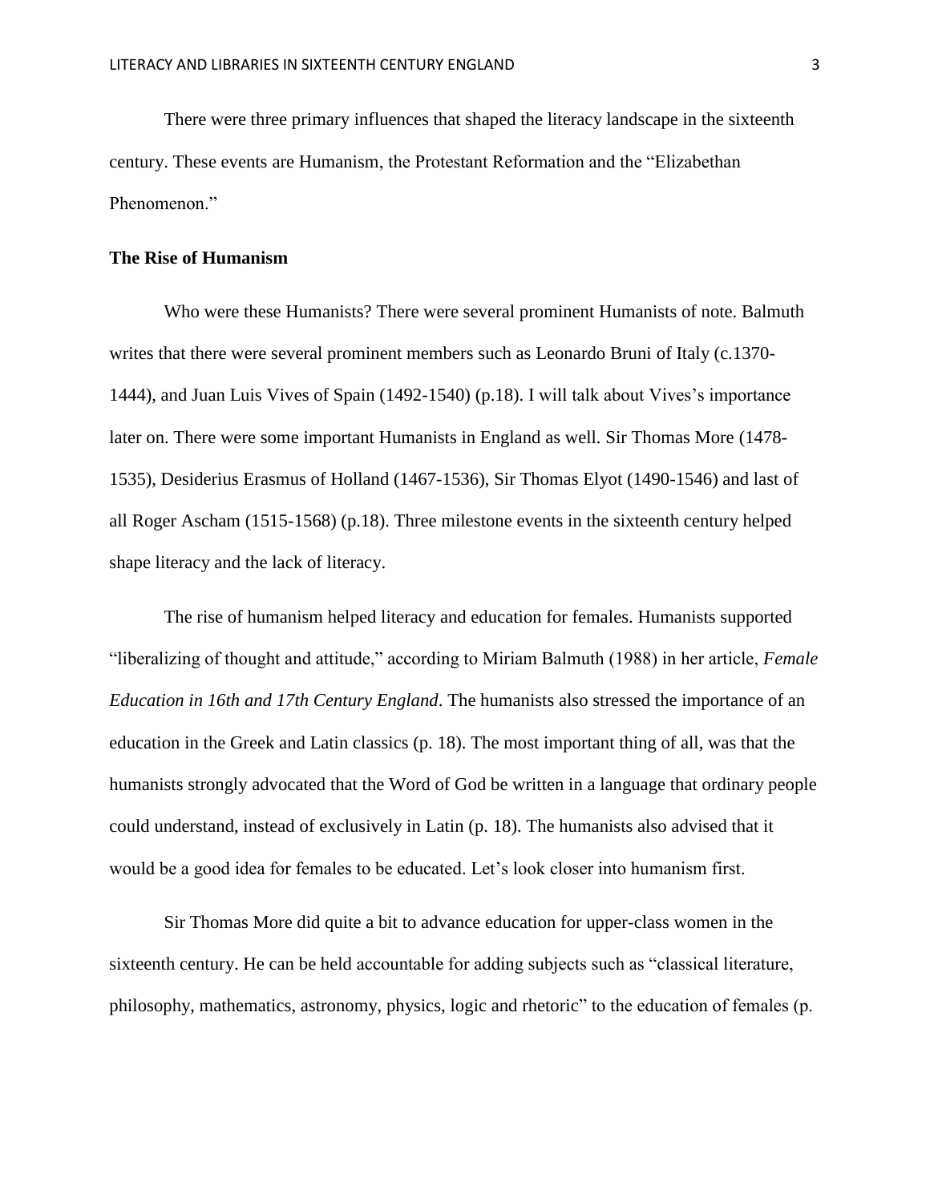There were three primary influences that shaped the literacy landscape in the sixteenth century. These events are Humanism, the Protestant Reformation and the "Elizabethan Phenomenon."

**The Rise of Humanism**

Who were these Humanists? There were several prominent Humanists of note. Balmuth writes that there were several prominent members such as Leonardo Bruni of Italy (c.1370-1444), and Juan Luis Vives of Spain (1492-1540) (p.18). I will talk about Vives's importance later on. There were some important Humanists in England as well. Sir Thomas More (1478-1535), Desiderius Erasmus of Holland (1467-1536), Sir Thomas Elyot (1490-1546) and last of all Roger Ascham (1515-1568) (p.18). Three milestone events in the sixteenth century helped shape literacy and the lack of literacy.

The rise of humanism helped literacy and education for females. Humanists supported "liberalizing of thought and attitude," according to Miriam Balmuth (1988) in her article, *Female Education in 16th and 17th Century England*. The humanists also stressed the importance of an education in the Greek and Latin classics (p. 18). The most important thing of all, was that the humanists strongly advocated that the Word of God be written in a language that ordinary people could understand, instead of exclusively in Latin (p. 18). The humanists also advised that it would be a good idea for females to be educated. Let's look closer into humanism first.

Sir Thomas More did quite a bit to advance education for upper-class women in the sixteenth century. He can be held accountable for adding subjects such as "classical literature, philosophy, mathematics, astronomy, physics, logic and rhetoric" to the education of females (p.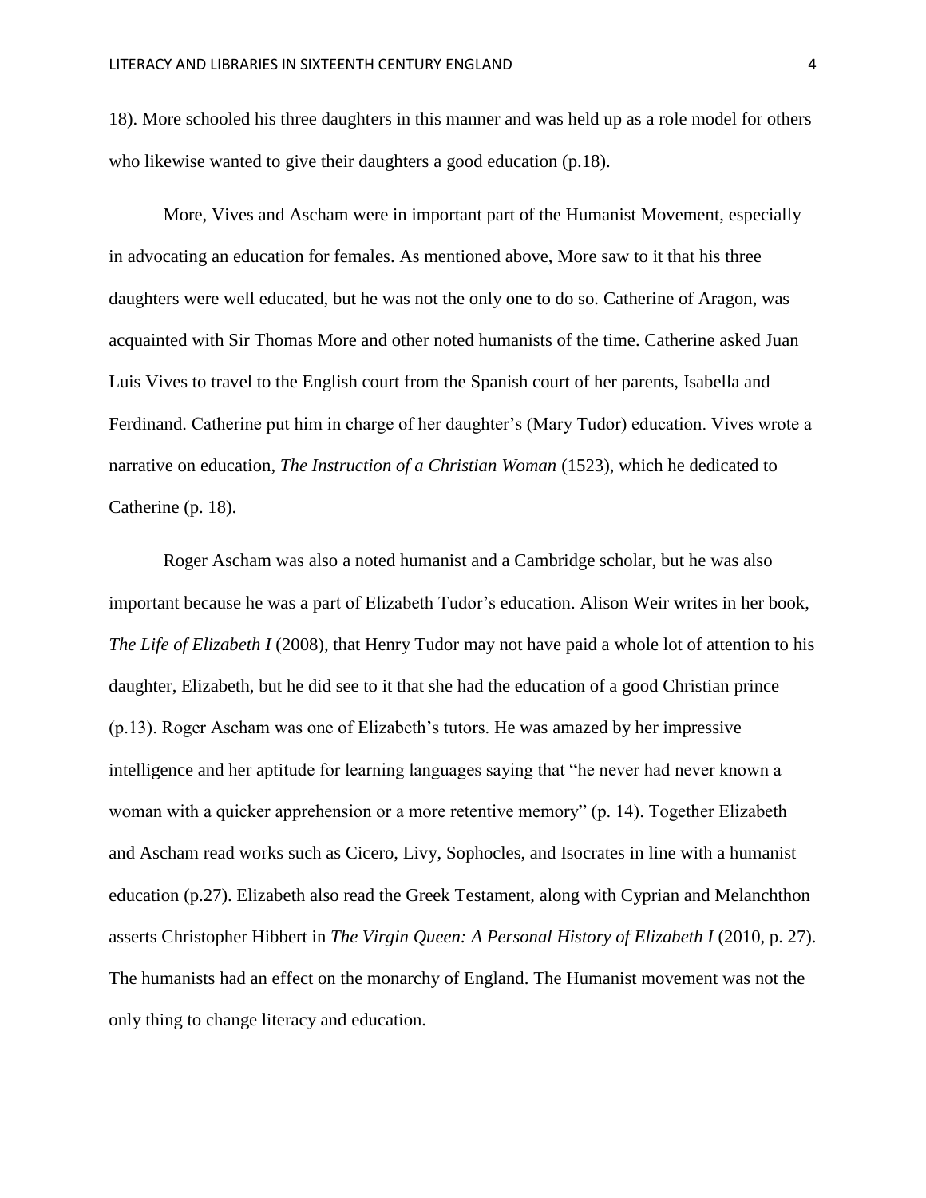18). More schooled his three daughters in this manner and was held up as a role model for others who likewise wanted to give their daughters a good education (p.18).

More, Vives and Ascham were in important part of the Humanist Movement, especially in advocating an education for females. As mentioned above, More saw to it that his three daughters were well educated, but he was not the only one to do so. Catherine of Aragon, was acquainted with Sir Thomas More and other noted humanists of the time. Catherine asked Juan Luis Vives to travel to the English court from the Spanish court of her parents, Isabella and Ferdinand. Catherine put him in charge of her daughter's (Mary Tudor) education. Vives wrote a narrative on education, *The Instruction of a Christian Woman* (1523), which he dedicated to Catherine (p. 18).

Roger Ascham was also a noted humanist and a Cambridge scholar, but he was also important because he was a part of Elizabeth Tudor's education. Alison Weir writes in her book, *The Life of Elizabeth I* (2008), that Henry Tudor may not have paid a whole lot of attention to his daughter, Elizabeth, but he did see to it that she had the education of a good Christian prince (p.13). Roger Ascham was one of Elizabeth's tutors. He was amazed by her impressive intelligence and her aptitude for learning languages saying that "he never had never known a woman with a quicker apprehension or a more retentive memory" (p. 14). Together Elizabeth and Ascham read works such as Cicero, Livy, Sophocles, and Isocrates in line with a humanist education (p.27). Elizabeth also read the Greek Testament, along with Cyprian and Melanchthon asserts Christopher Hibbert in *The Virgin Queen: A Personal History of Elizabeth I* (2010, p. 27). The humanists had an effect on the monarchy of England. The Humanist movement was not the only thing to change literacy and education.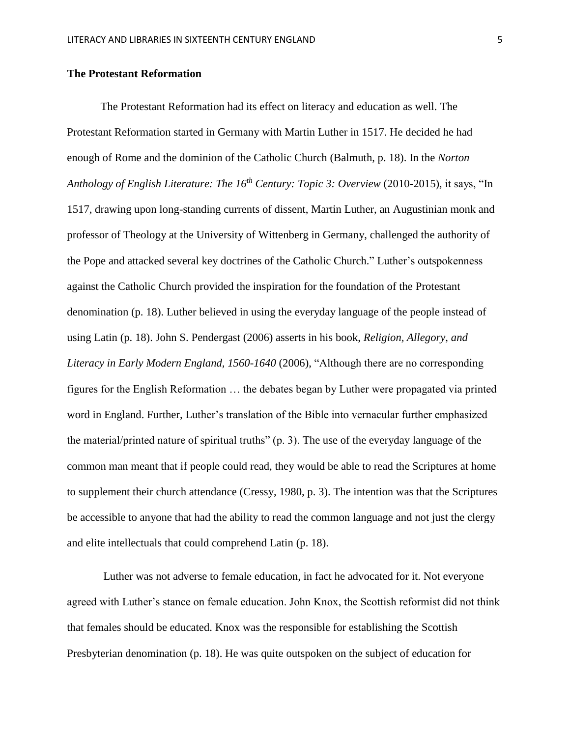### **The Protestant Reformation**

The Protestant Reformation had its effect on literacy and education as well. The Protestant Reformation started in Germany with Martin Luther in 1517. He decided he had enough of Rome and the dominion of the Catholic Church (Balmuth, p. 18). In the *Norton Anthology of English Literature: The 16th Century: Topic 3: Overview* (2010-2015), it says, "In 1517, drawing upon long-standing currents of dissent, Martin Luther, an Augustinian monk and professor of Theology at the University of Wittenberg in Germany, challenged the authority of the Pope and attacked several key doctrines of the Catholic Church." Luther's outspokenness against the Catholic Church provided the inspiration for the foundation of the Protestant denomination (p. 18). Luther believed in using the everyday language of the people instead of using Latin (p. 18). John S. Pendergast (2006) asserts in his book, *Religion, Allegory, and Literacy in Early Modern England, 1560-1640* (2006), "Although there are no corresponding figures for the English Reformation … the debates began by Luther were propagated via printed word in England. Further, Luther's translation of the Bible into vernacular further emphasized the material/printed nature of spiritual truths" (p. 3). The use of the everyday language of the common man meant that if people could read, they would be able to read the Scriptures at home to supplement their church attendance (Cressy, 1980, p. 3). The intention was that the Scriptures be accessible to anyone that had the ability to read the common language and not just the clergy and elite intellectuals that could comprehend Latin (p. 18).

Luther was not adverse to female education, in fact he advocated for it. Not everyone agreed with Luther's stance on female education. John Knox, the Scottish reformist did not think that females should be educated. Knox was the responsible for establishing the Scottish Presbyterian denomination (p. 18). He was quite outspoken on the subject of education for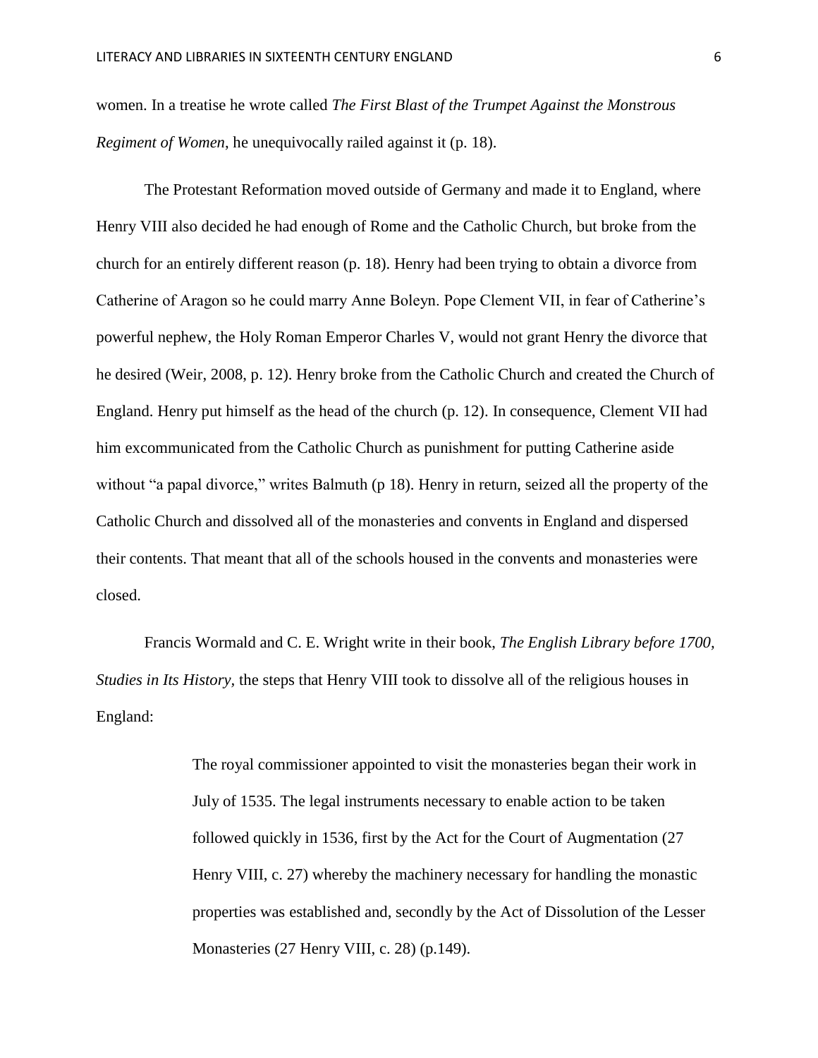women. In a treatise he wrote called *The First Blast of the Trumpet Against the Monstrous Regiment of Women*, he unequivocally railed against it (p. 18).

The Protestant Reformation moved outside of Germany and made it to England, where Henry VIII also decided he had enough of Rome and the Catholic Church, but broke from the church for an entirely different reason (p. 18). Henry had been trying to obtain a divorce from Catherine of Aragon so he could marry Anne Boleyn. Pope Clement VII, in fear of Catherine's powerful nephew, the Holy Roman Emperor Charles V, would not grant Henry the divorce that he desired (Weir, 2008, p. 12). Henry broke from the Catholic Church and created the Church of England. Henry put himself as the head of the church (p. 12). In consequence, Clement VII had him excommunicated from the Catholic Church as punishment for putting Catherine aside without "a papal divorce," writes Balmuth (p 18). Henry in return, seized all the property of the Catholic Church and dissolved all of the monasteries and convents in England and dispersed their contents. That meant that all of the schools housed in the convents and monasteries were closed.

Francis Wormald and C. E. Wright write in their book, *The English Library before 1700, Studies in Its History,* the steps that Henry VIII took to dissolve all of the religious houses in England:

> The royal commissioner appointed to visit the monasteries began their work in July of 1535. The legal instruments necessary to enable action to be taken followed quickly in 1536, first by the Act for the Court of Augmentation (27 Henry VIII, c. 27) whereby the machinery necessary for handling the monastic properties was established and, secondly by the Act of Dissolution of the Lesser Monasteries (27 Henry VIII, c. 28) (p.149).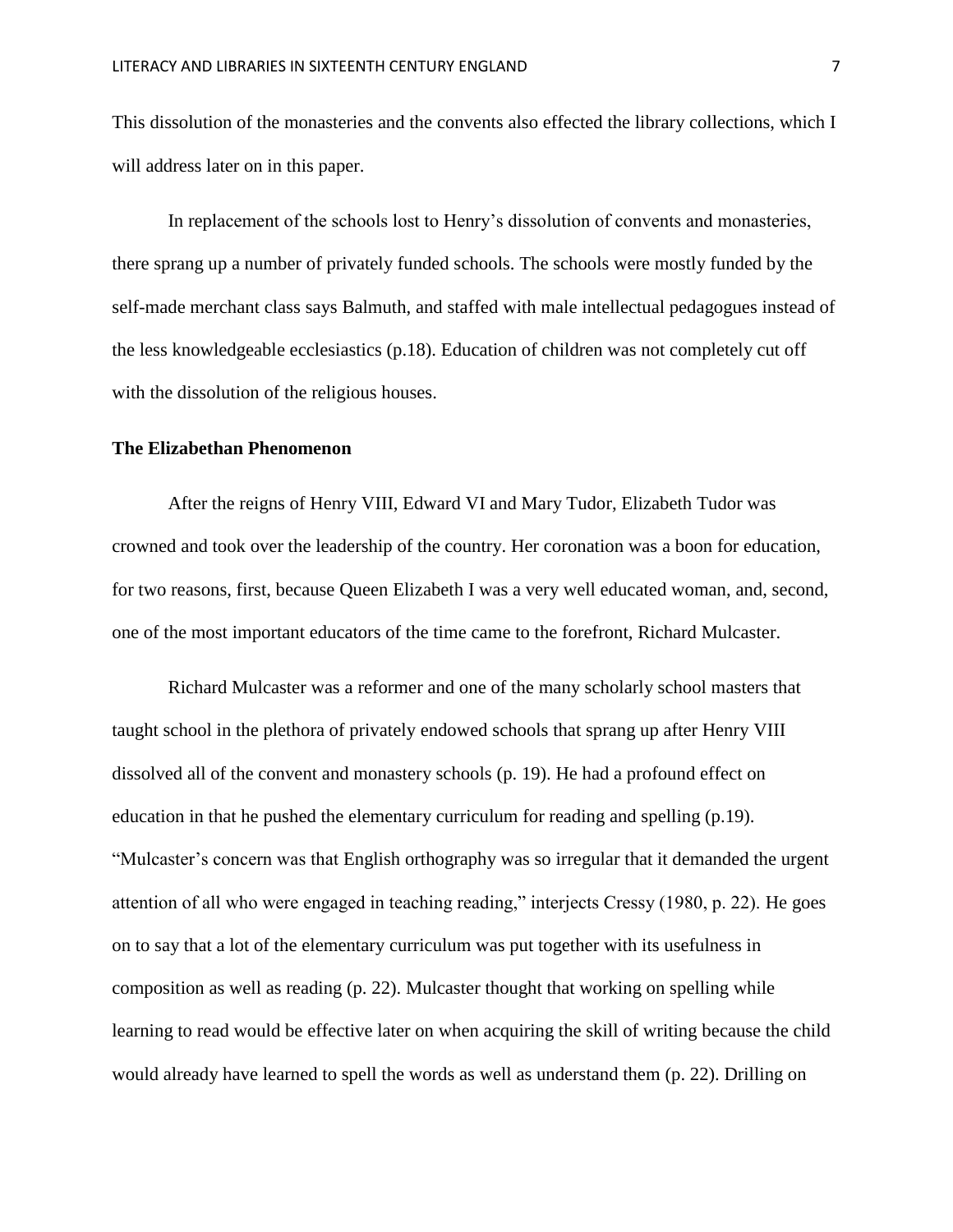This dissolution of the monasteries and the convents also effected the library collections, which I will address later on in this paper.

In replacement of the schools lost to Henry's dissolution of convents and monasteries, there sprang up a number of privately funded schools. The schools were mostly funded by the self-made merchant class says Balmuth, and staffed with male intellectual pedagogues instead of the less knowledgeable ecclesiastics (p.18). Education of children was not completely cut off with the dissolution of the religious houses.

**The Elizabethan Phenomenon**

After the reigns of Henry VIII, Edward VI and Mary Tudor, Elizabeth Tudor was crowned and took over the leadership of the country. Her coronation was a boon for education, for two reasons, first, because Queen Elizabeth I was a very well educated woman, and, second, one of the most important educators of the time came to the forefront, Richard Mulcaster.

Richard Mulcaster was a reformer and one of the many scholarly school masters that taught school in the plethora of privately endowed schools that sprang up after Henry VIII dissolved all of the convent and monastery schools (p. 19). He had a profound effect on education in that he pushed the elementary curriculum for reading and spelling (p.19). "Mulcaster's concern was that English orthography was so irregular that it demanded the urgent attention of all who were engaged in teaching reading," interjects Cressy (1980, p. 22). He goes on to say that a lot of the elementary curriculum was put together with its usefulness in composition as well as reading (p. 22). Mulcaster thought that working on spelling while learning to read would be effective later on when acquiring the skill of writing because the child would already have learned to spell the words as well as understand them (p. 22). Drilling on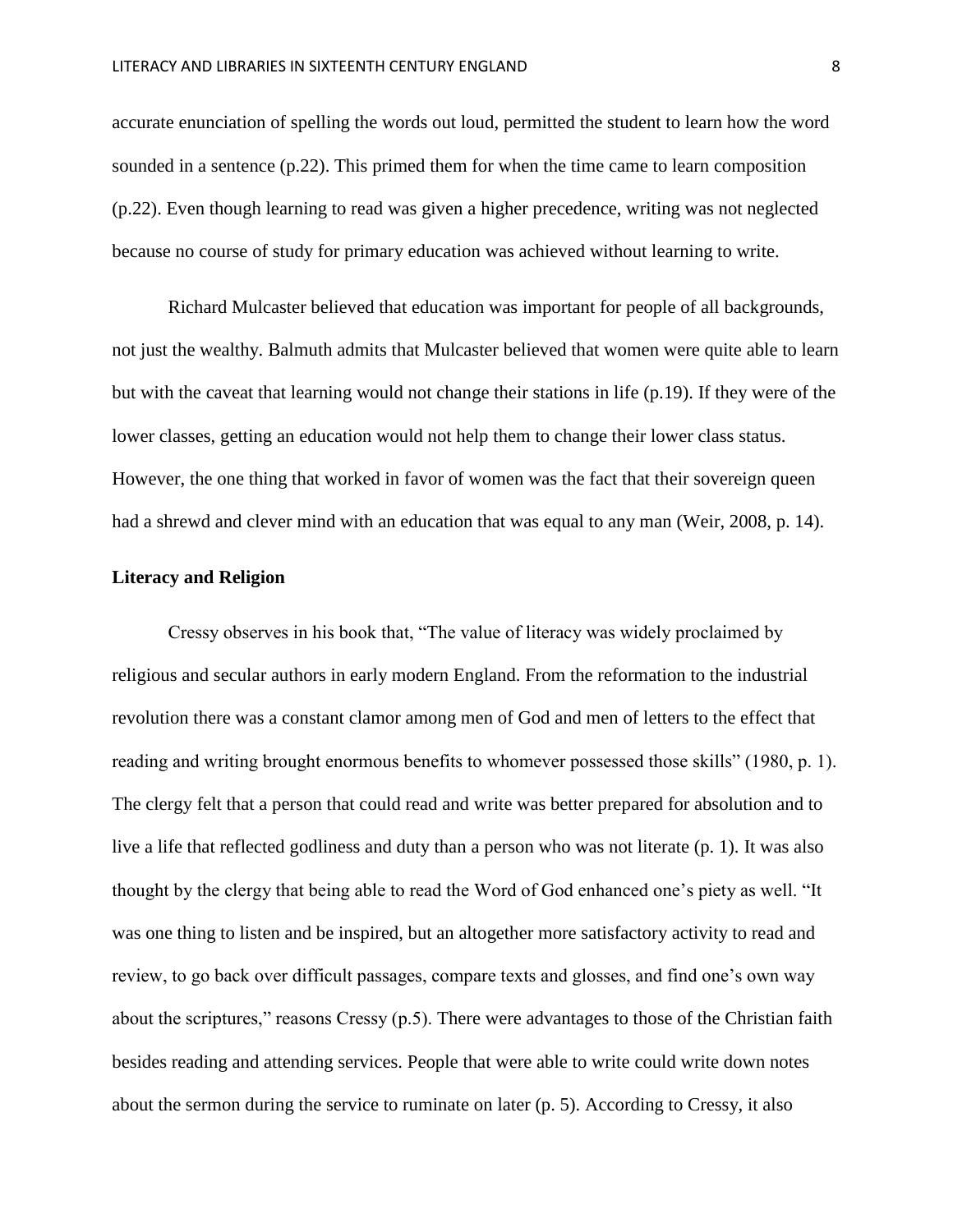accurate enunciation of spelling the words out loud, permitted the student to learn how the word sounded in a sentence (p.22). This primed them for when the time came to learn composition (p.22). Even though learning to read was given a higher precedence, writing was not neglected because no course of study for primary education was achieved without learning to write.

Richard Mulcaster believed that education was important for people of all backgrounds, not just the wealthy. Balmuth admits that Mulcaster believed that women were quite able to learn but with the caveat that learning would not change their stations in life (p.19). If they were of the lower classes, getting an education would not help them to change their lower class status. However, the one thing that worked in favor of women was the fact that their sovereign queen had a shrewd and clever mind with an education that was equal to any man (Weir, 2008, p. 14).

**Literacy and Religion**

Cressy observes in his book that, "The value of literacy was widely proclaimed by religious and secular authors in early modern England. From the reformation to the industrial revolution there was a constant clamor among men of God and men of letters to the effect that reading and writing brought enormous benefits to whomever possessed those skills" (1980, p. 1). The clergy felt that a person that could read and write was better prepared for absolution and to live a life that reflected godliness and duty than a person who was not literate (p. 1). It was also thought by the clergy that being able to read the Word of God enhanced one's piety as well. "It was one thing to listen and be inspired, but an altogether more satisfactory activity to read and review, to go back over difficult passages, compare texts and glosses, and find one's own way about the scriptures," reasons Cressy (p.5). There were advantages to those of the Christian faith besides reading and attending services. People that were able to write could write down notes about the sermon during the service to ruminate on later (p. 5). According to Cressy, it also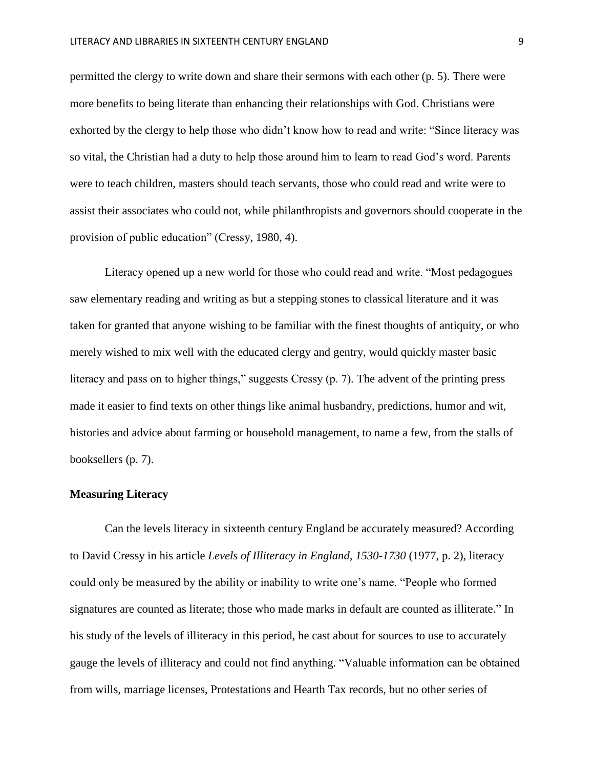permitted the clergy to write down and share their sermons with each other (p. 5). There were more benefits to being literate than enhancing their relationships with God. Christians were exhorted by the clergy to help those who didn't know how to read and write: "Since literacy was so vital, the Christian had a duty to help those around him to learn to read God's word. Parents were to teach children, masters should teach servants, those who could read and write were to assist their associates who could not, while philanthropists and governors should cooperate in the provision of public education" (Cressy, 1980, 4).

Literacy opened up a new world for those who could read and write. "Most pedagogues saw elementary reading and writing as but a stepping stones to classical literature and it was taken for granted that anyone wishing to be familiar with the finest thoughts of antiquity, or who merely wished to mix well with the educated clergy and gentry, would quickly master basic literacy and pass on to higher things," suggests Cressy (p. 7). The advent of the printing press made it easier to find texts on other things like animal husbandry, predictions, humor and wit, histories and advice about farming or household management, to name a few, from the stalls of booksellers (p. 7).

**Measuring Literacy**

Can the levels literacy in sixteenth century England be accurately measured? According to David Cressy in his article *Levels of Illiteracy in England, 1530-1730* (1977, p. 2), literacy could only be measured by the ability or inability to write one's name. "People who formed signatures are counted as literate; those who made marks in default are counted as illiterate." In his study of the levels of illiteracy in this period, he cast about for sources to use to accurately gauge the levels of illiteracy and could not find anything. "Valuable information can be obtained from wills, marriage licenses, Protestations and Hearth Tax records, but no other series of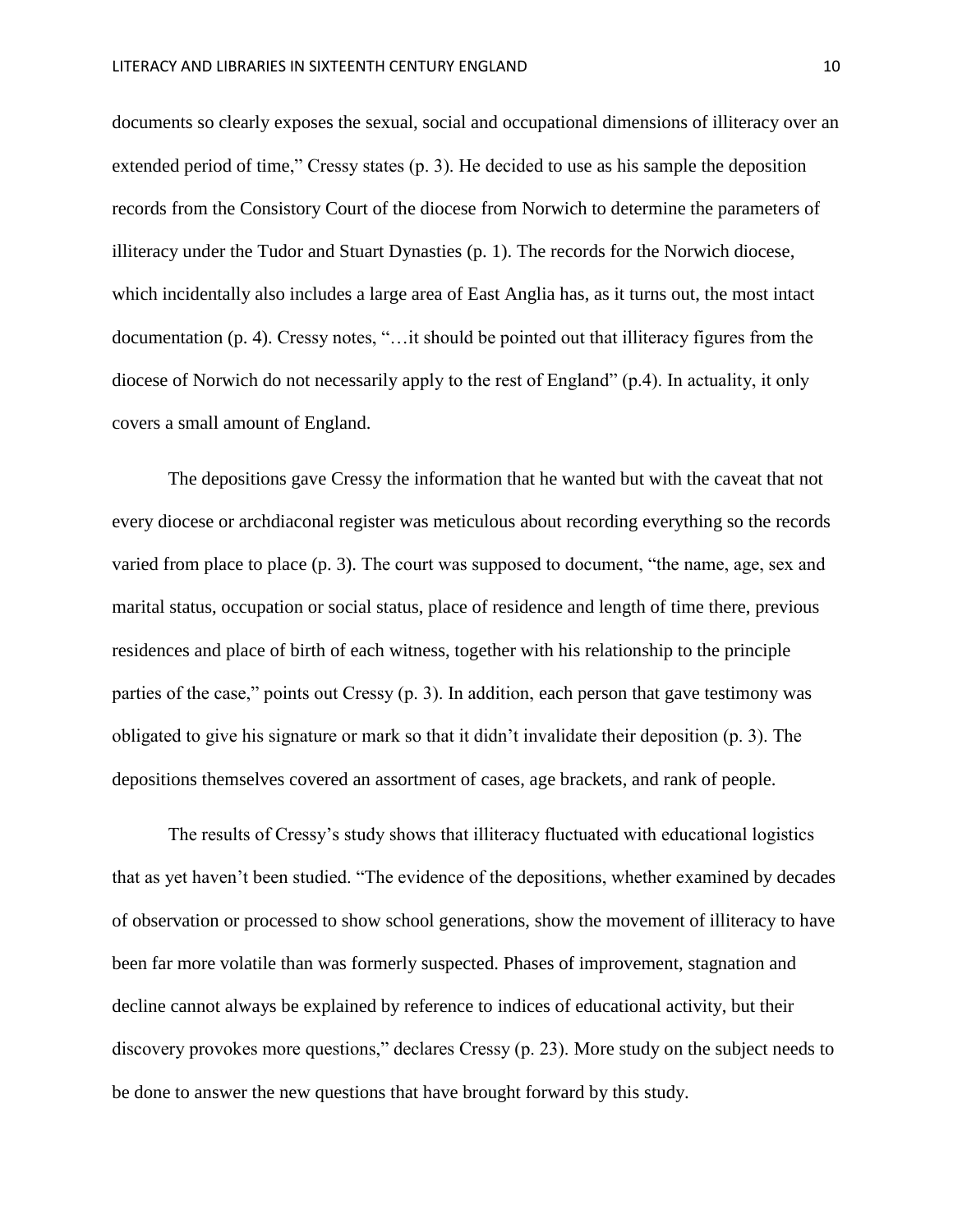documents so clearly exposes the sexual, social and occupational dimensions of illiteracy over an extended period of time," Cressy states (p. 3). He decided to use as his sample the deposition records from the Consistory Court of the diocese from Norwich to determine the parameters of illiteracy under the Tudor and Stuart Dynasties (p. 1). The records for the Norwich diocese, which incidentally also includes a large area of East Anglia has, as it turns out, the most intact documentation (p. 4). Cressy notes, "…it should be pointed out that illiteracy figures from the diocese of Norwich do not necessarily apply to the rest of England" (p.4). In actuality, it only covers a small amount of England.

The depositions gave Cressy the information that he wanted but with the caveat that not every diocese or archdiaconal register was meticulous about recording everything so the records varied from place to place (p. 3). The court was supposed to document, "the name, age, sex and marital status, occupation or social status, place of residence and length of time there, previous residences and place of birth of each witness, together with his relationship to the principle parties of the case," points out Cressy (p. 3). In addition, each person that gave testimony was obligated to give his signature or mark so that it didn't invalidate their deposition (p. 3). The depositions themselves covered an assortment of cases, age brackets, and rank of people.

The results of Cressy's study shows that illiteracy fluctuated with educational logistics that as yet haven't been studied. "The evidence of the depositions, whether examined by decades of observation or processed to show school generations, show the movement of illiteracy to have been far more volatile than was formerly suspected. Phases of improvement, stagnation and decline cannot always be explained by reference to indices of educational activity, but their discovery provokes more questions," declares Cressy (p. 23). More study on the subject needs to be done to answer the new questions that have brought forward by this study.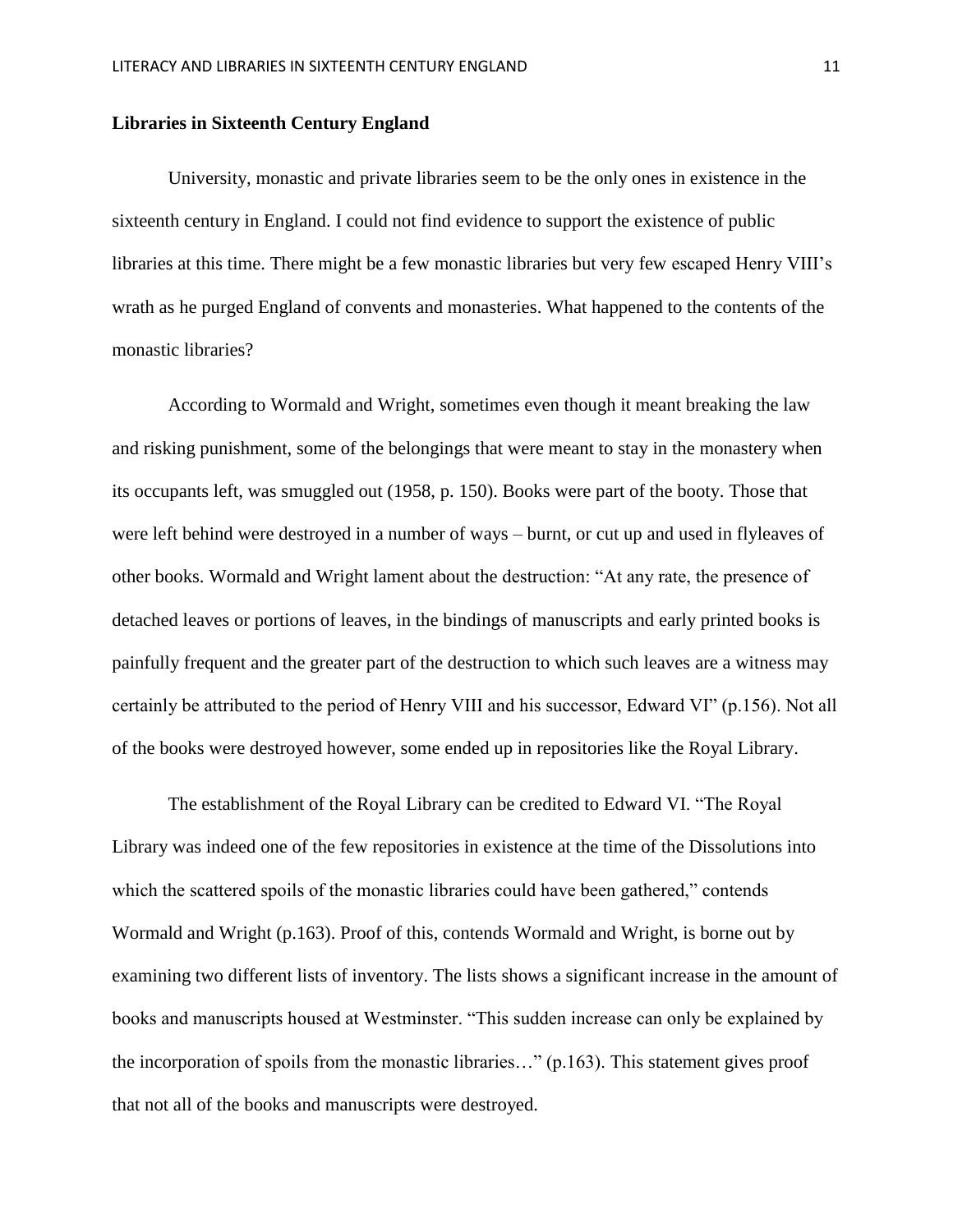**Libraries in Sixteenth Century England**

University, monastic and private libraries seem to be the only ones in existence in the sixteenth century in England. I could not find evidence to support the existence of public libraries at this time. There might be a few monastic libraries but very few escaped Henry VIII's wrath as he purged England of convents and monasteries. What happened to the contents of the monastic libraries?

According to Wormald and Wright, sometimes even though it meant breaking the law and risking punishment, some of the belongings that were meant to stay in the monastery when its occupants left, was smuggled out (1958, p. 150). Books were part of the booty. Those that were left behind were destroyed in a number of ways – burnt, or cut up and used in flyleaves of other books. Wormald and Wright lament about the destruction: "At any rate, the presence of detached leaves or portions of leaves, in the bindings of manuscripts and early printed books is painfully frequent and the greater part of the destruction to which such leaves are a witness may certainly be attributed to the period of Henry VIII and his successor, Edward VI" (p.156). Not all of the books were destroyed however, some ended up in repositories like the Royal Library.

The establishment of the Royal Library can be credited to Edward VI. "The Royal Library was indeed one of the few repositories in existence at the time of the Dissolutions into which the scattered spoils of the monastic libraries could have been gathered," contends Wormald and Wright (p.163). Proof of this, contends Wormald and Wright, is borne out by examining two different lists of inventory. The lists shows a significant increase in the amount of books and manuscripts housed at Westminster. "This sudden increase can only be explained by the incorporation of spoils from the monastic libraries…" (p.163). This statement gives proof that not all of the books and manuscripts were destroyed.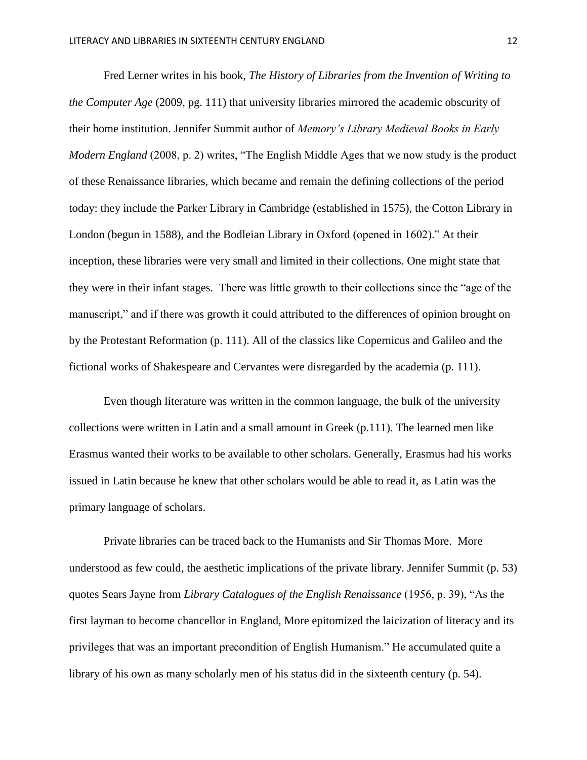Fred Lerner writes in his book, *The History of Libraries from the Invention of Writing to the Computer Age* (2009, pg. 111) that university libraries mirrored the academic obscurity of their home institution. Jennifer Summit author of *Memory's Library Medieval Books in Early Modern England* (2008, p. 2) writes, "The English Middle Ages that we now study is the product of these Renaissance libraries, which became and remain the defining collections of the period today: they include the Parker Library in Cambridge (established in 1575), the Cotton Library in London (begun in 1588), and the Bodleian Library in Oxford (opened in 1602)." At their inception, these libraries were very small and limited in their collections. One might state that they were in their infant stages. There was little growth to their collections since the "age of the manuscript," and if there was growth it could attributed to the differences of opinion brought on by the Protestant Reformation (p. 111). All of the classics like Copernicus and Galileo and the fictional works of Shakespeare and Cervantes were disregarded by the academia (p. 111).

Even though literature was written in the common language, the bulk of the university collections were written in Latin and a small amount in Greek (p.111). The learned men like Erasmus wanted their works to be available to other scholars. Generally, Erasmus had his works issued in Latin because he knew that other scholars would be able to read it, as Latin was the primary language of scholars.

Private libraries can be traced back to the Humanists and Sir Thomas More. More understood as few could, the aesthetic implications of the private library. Jennifer Summit (p. 53) quotes Sears Jayne from *Library Catalogues of the English Renaissance* (1956, p. 39), "As the first layman to become chancellor in England, More epitomized the laicization of literacy and its privileges that was an important precondition of English Humanism." He accumulated quite a library of his own as many scholarly men of his status did in the sixteenth century (p. 54).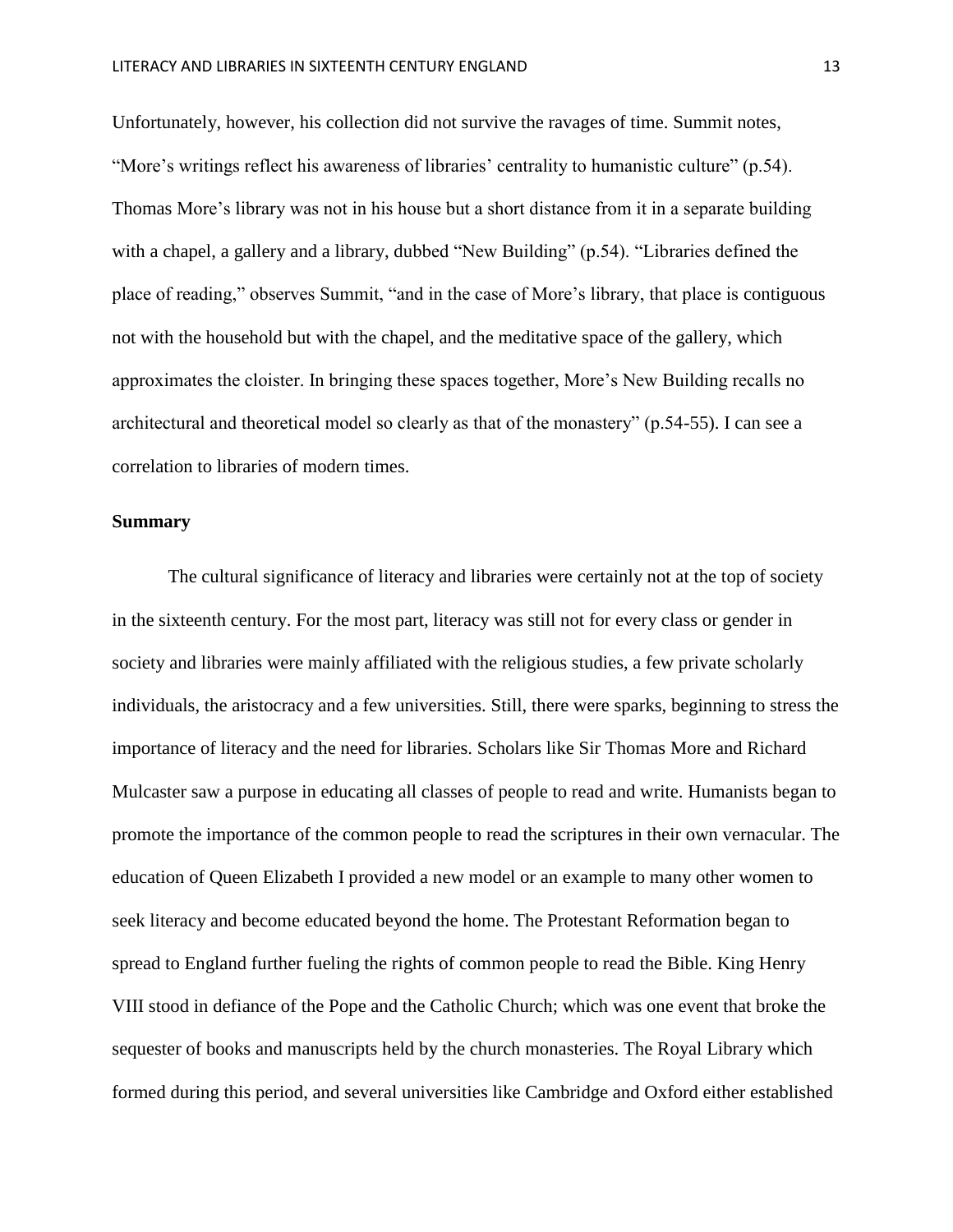Unfortunately, however, his collection did not survive the ravages of time. Summit notes, "More's writings reflect his awareness of libraries' centrality to humanistic culture" (p.54). Thomas More's library was not in his house but a short distance from it in a separate building with a chapel, a gallery and a library, dubbed "New Building" (p.54). "Libraries defined the place of reading," observes Summit, "and in the case of More's library, that place is contiguous not with the household but with the chapel, and the meditative space of the gallery, which approximates the cloister. In bringing these spaces together, More's New Building recalls no architectural and theoretical model so clearly as that of the monastery" (p.54-55). I can see a correlation to libraries of modern times.

**Summary**

The cultural significance of literacy and libraries were certainly not at the top of society in the sixteenth century. For the most part, literacy was still not for every class or gender in society and libraries were mainly affiliated with the religious studies, a few private scholarly individuals, the aristocracy and a few universities. Still, there were sparks, beginning to stress the importance of literacy and the need for libraries. Scholars like Sir Thomas More and Richard Mulcaster saw a purpose in educating all classes of people to read and write. Humanists began to promote the importance of the common people to read the scriptures in their own vernacular. The education of Queen Elizabeth I provided a new model or an example to many other women to seek literacy and become educated beyond the home. The Protestant Reformation began to spread to England further fueling the rights of common people to read the Bible. King Henry VIII stood in defiance of the Pope and the Catholic Church; which was one event that broke the sequester of books and manuscripts held by the church monasteries. The Royal Library which formed during this period, and several universities like Cambridge and Oxford either established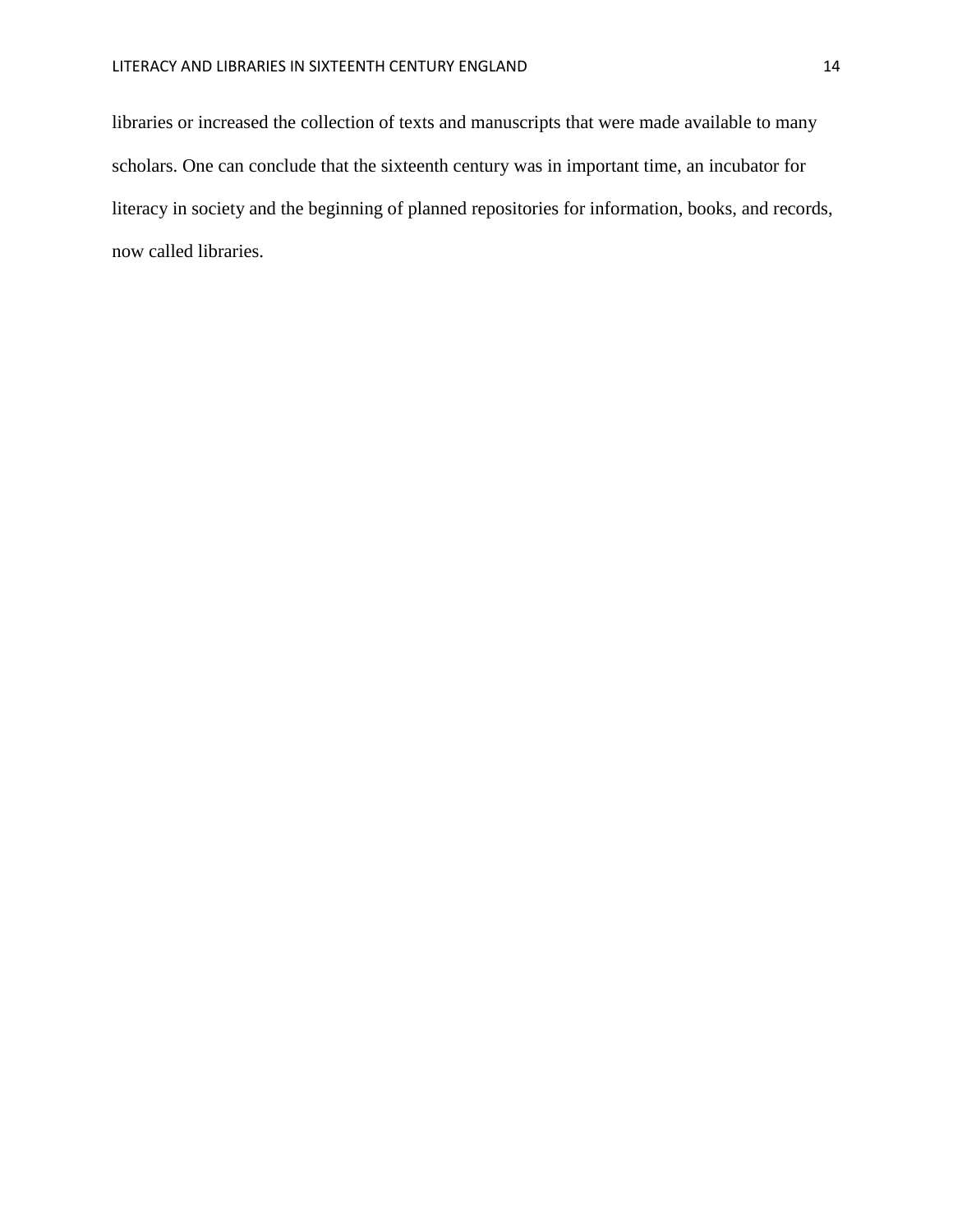libraries or increased the collection of texts and manuscripts that were made available to many scholars. One can conclude that the sixteenth century was in important time, an incubator for literacy in society and the beginning of planned repositories for information, books, and records, now called libraries.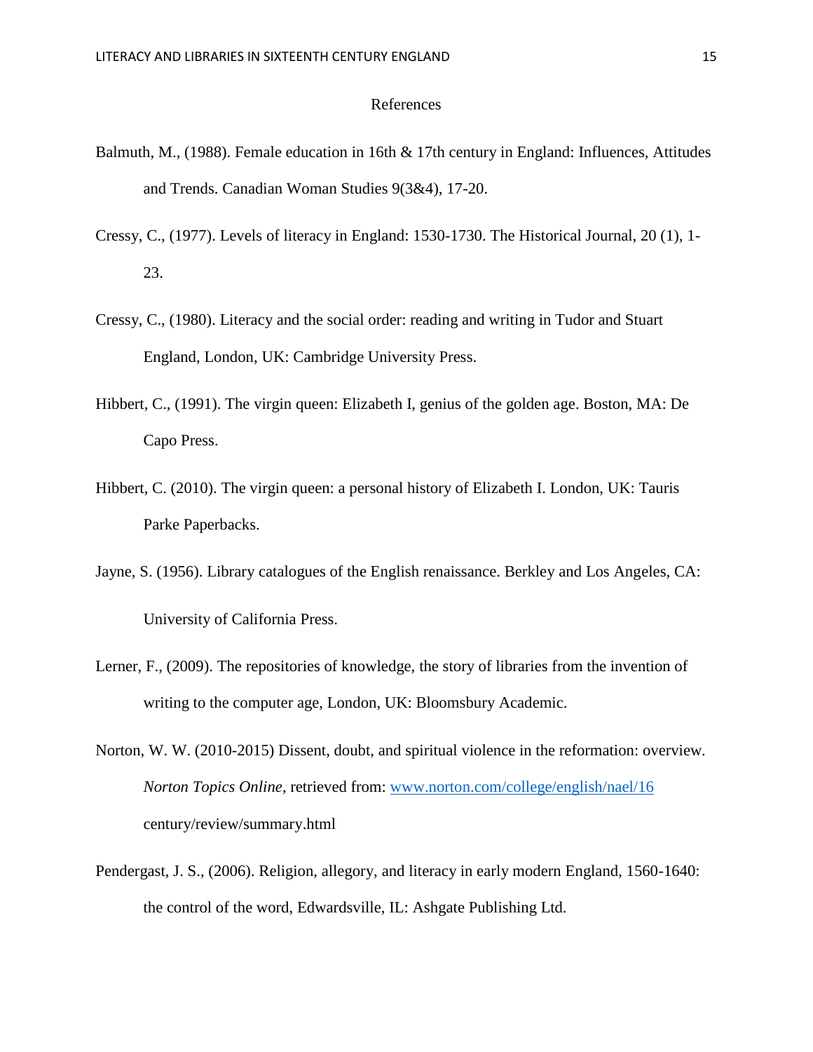# References

Balmuth, M., (1988). Female education in 16th & 17th century in England: Influences, Attitudes and Trends. Canadian Woman Studies 9(3&4), 17-20.

Cressy, C., (1977). Levels of literacy in England: 1530-1730. The Historical Journal, 20 (1), 1-23.

Cressy, C., (1980). Literacy and the social order: reading and writing in Tudor and Stuart England, London, UK: Cambridge University Press.

Hibbert, C., (1991). The virgin queen: Elizabeth I, genius of the golden age. Boston, MA: De Capo Press.

Hibbert, C. (2010). The virgin queen: a personal history of Elizabeth I. London, UK: Tauris Parke Paperbacks.

Jayne, S. (1956). Library catalogues of the English renaissance. Berkley and Los Angeles, CA: University of California Press.

Lerner, F., (2009). The repositories of knowledge, the story of libraries from the invention of writing to the computer age, London, UK: Bloomsbury Academic.

Norton, W. W. (2010-2015) Dissent, doubt, and spiritual violence in the reformation: overview. *Norton Topics Online*, retrieved from: www.norton.com/college/english/nael/16 century/review/summary.html

Pendergast, J. S., (2006). Religion, allegory, and literacy in early modern England, 1560-1640: the control of the word, Edwardsville, IL: Ashgate Publishing Ltd.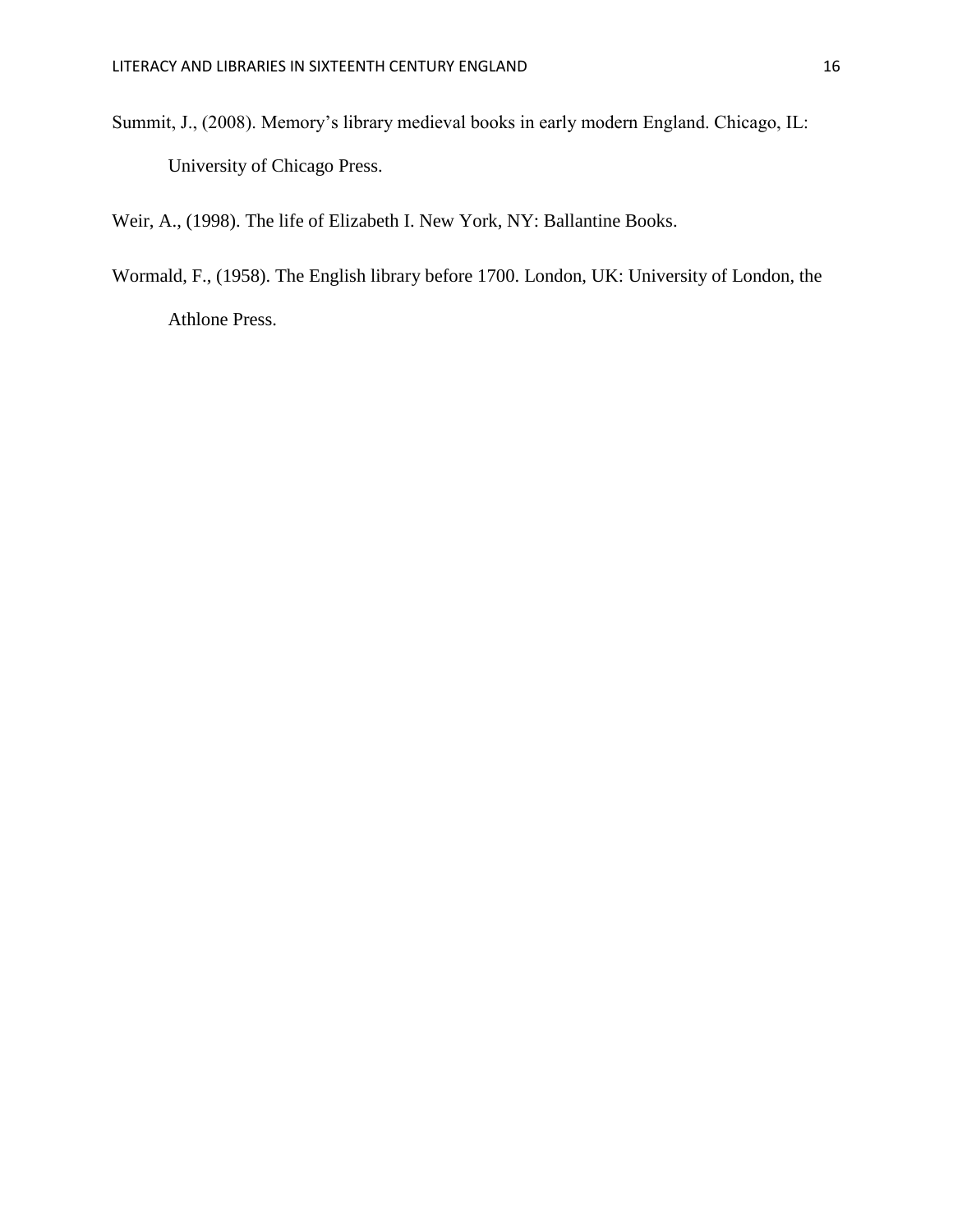Summit, J., (2008). Memory's library medieval books in early modern England. Chicago, IL: University of Chicago Press.

Weir, A., (1998). The life of Elizabeth I. New York, NY: Ballantine Books.

Wormald, F., (1958). The English library before 1700. London, UK: University of London, the Athlone Press.